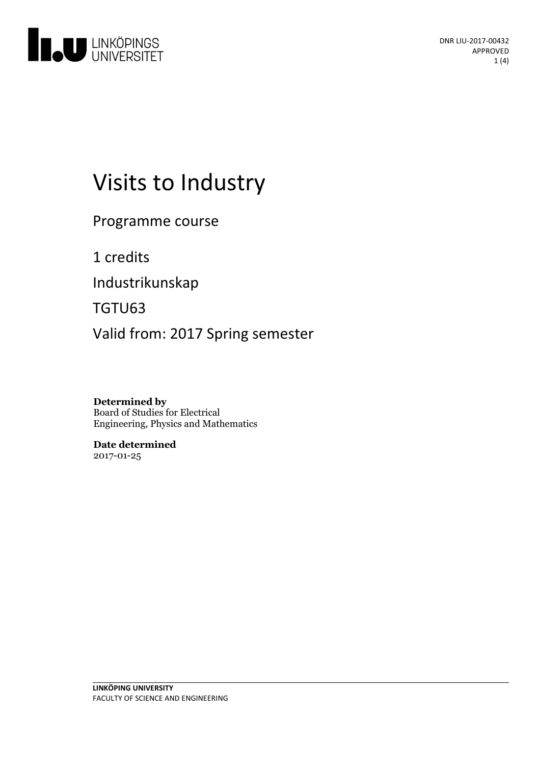DNR LIU-2017-00432
APPROVED

# Visits to Industry

Programme course

1 credits

Industrikunskap

TGTU63

Valid from: 2017 Spring semester

**Determined by**
Board of Studies for Electrical Engineering, Physics and Mathematics

**Date determined**
2017-01-25

**LINKÖPING UNIVERSITY**
FACULTY OF SCIENCE AND ENGINEERING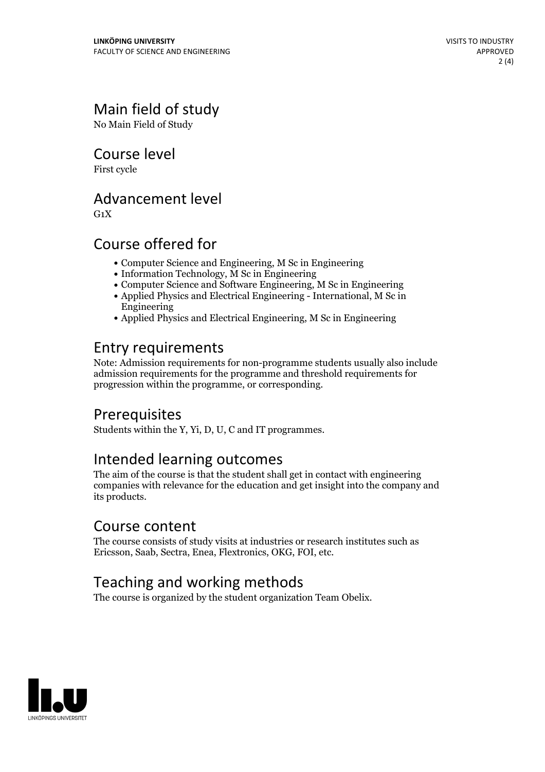## Main field of study

No Main Field of Study

## Course level

First cycle

## Advancement level

G1X

## Course offered for

- Computer Science and Engineering, M Sc in Engineering
- Information Technology, M Sc in Engineering
- Computer Science and Software Engineering, M Sc in Engineering
- Applied Physics and Electrical Engineering - International, M Sc in Engineering
- Applied Physics and Electrical Engineering, M Sc in Engineering

## Entry requirements

Note: Admission requirements for non-programme students usually also include admission requirements for the programme and threshold requirements for progression within the programme, or corresponding.

## Prerequisites

Students within the Y, Yi, D, U, C and IT programmes.

## Intended learning outcomes

The aim of the course is that the student shall get in contact with engineering companies with relevance for the education and get insight into the company and its products.

## Course content

The course consists of study visits at industries or research institutes such as Ericsson, Saab, Sectra, Enea, Flextronics, OKG, FOI, etc.

## Teaching and working methods

The course is organized by the student organization Team Obelix.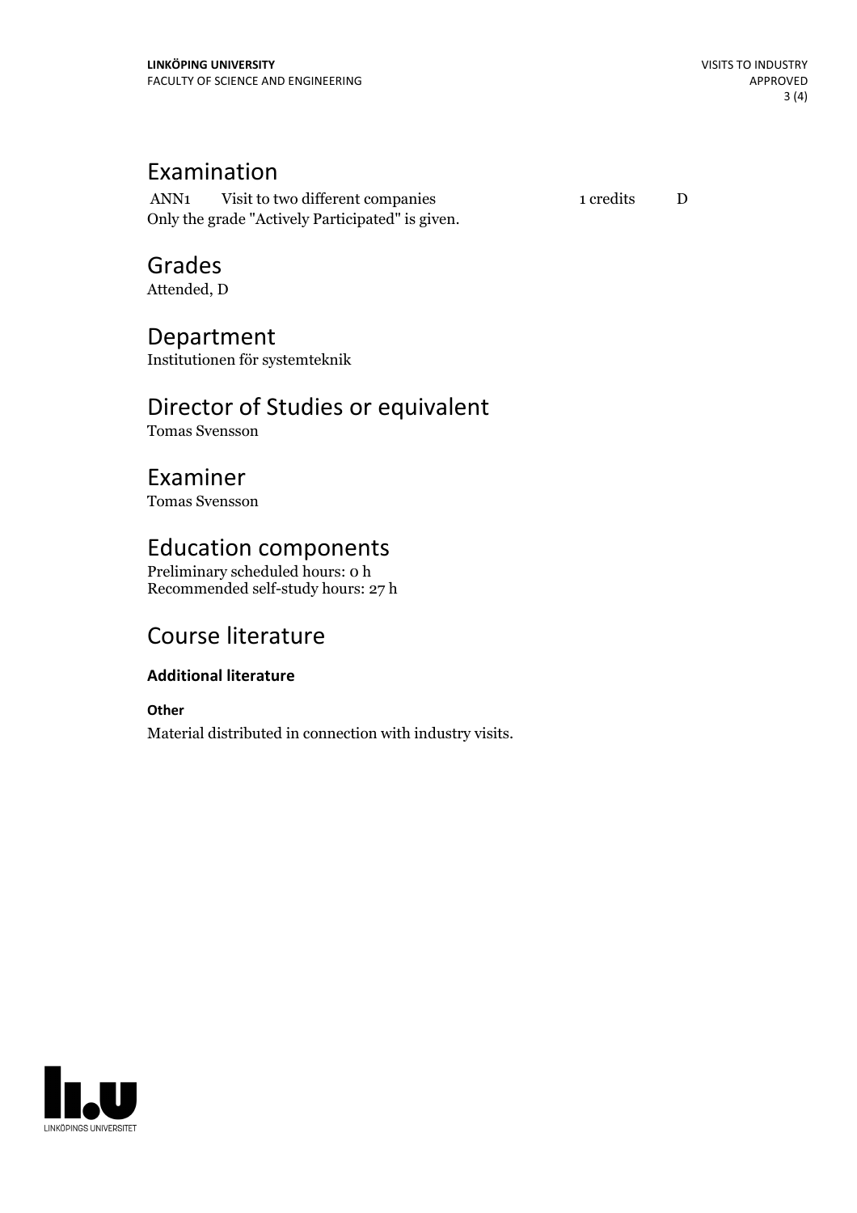# Examination

| ANN1 | Visit to two different companies | 1 credits | D |
|---|---|---|---|

Only the grade "Actively Participated" is given.

# Grades

Attended, D

# Department

Institutionen för systemteknik

# Director of Studies or equivalent

Tomas Svensson

# Examiner

Tomas Svensson

# Education components

Preliminary scheduled hours: 0 h
Recommended self-study hours: 27 h

# Course literature

### Additional literature

#### Other

Material distributed in connection with industry visits.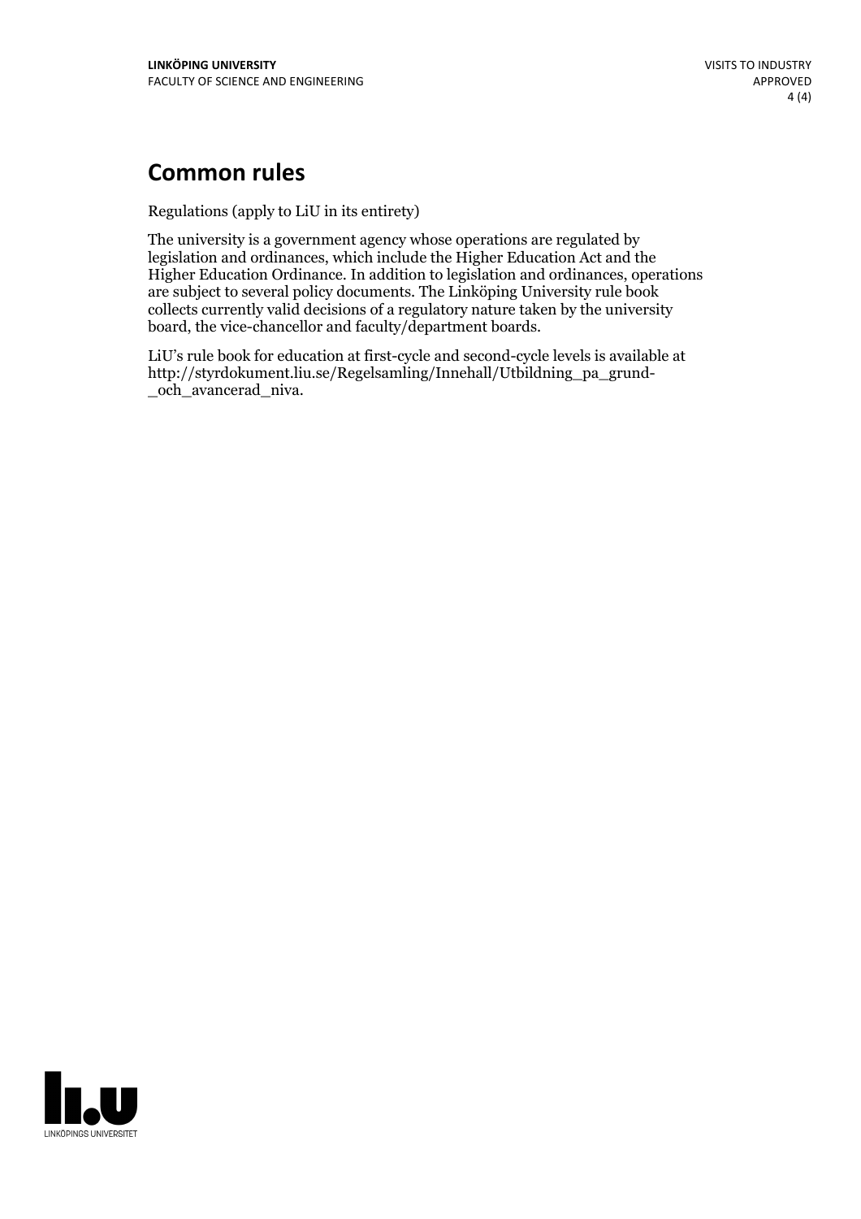## Common rules

Regulations (apply to LiU in its entirety)

The university is a government agency whose operations are regulated by legislation and ordinances, which include the Higher Education Act and the Higher Education Ordinance. In addition to legislation and ordinances, operations are subject to several policy documents. The Linköping University rule book collects currently valid decisions of a regulatory nature taken by the university board, the vice-chancellor and faculty/department boards.

LiU's rule book for education at first-cycle and second-cycle levels is available at http://styrdokument.liu.se/Regelsamling/Innehall/Utbildning_pa_grund-_och_avancerad_niva.